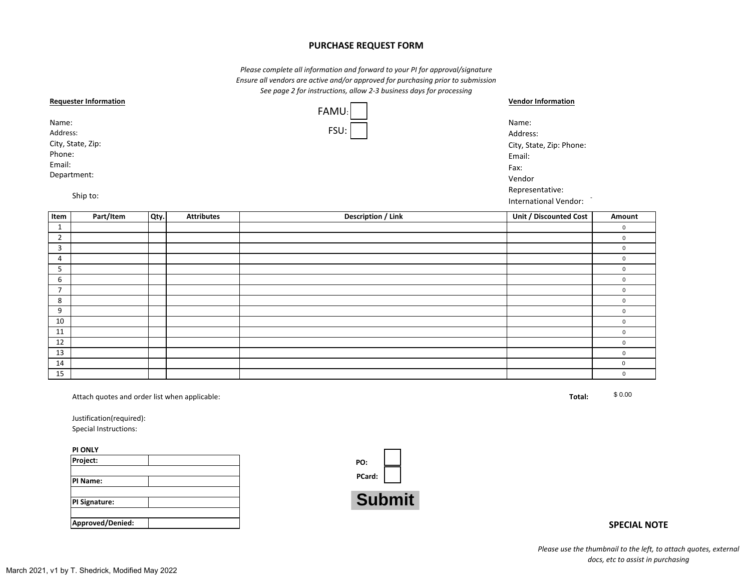# PURCHASE REQUEST FORM

*Please complete all information and forward to your PI for approval/signature*
*Ensure all vendors are active and/or approved for purchasing prior to submission*
*See page 2 for instructions, allow 2-3 business days for processing*

**Requester Information**

Name:
Address:
City, State, Zip:
Phone:
Email:
Department:

Ship to:

FAMU: ☐
FSU: ☐

**Vendor Information**

Name:
Address:
City, State, Zip: Phone:
Email:
Fax:
Vendor Representative:
International Vendor:

| Item | Part/Item | Qty. | Attributes | Description / Link | Unit / Discounted Cost | Amount |
|---|---|---|---|---|---|---|
| 1 | | | | | | 0 |
| 2 | | | | | | 0 |
| 3 | | | | | | 0 |
| 4 | | | | | | 0 |
| 5 | | | | | | 0 |
| 6 | | | | | | 0 |
| 7 | | | | | | 0 |
| 8 | | | | | | 0 |
| 9 | | | | | | 0 |
| 10 | | | | | | 0 |
| 11 | | | | | | 0 |
| 12 | | | | | | 0 |
| 13 | | | | | | 0 |
| 14 | | | | | | 0 |
| 15 | | | | | | 0 |

Attach quotes and order list when applicable:

**Total:** $ 0.00

Justification(required):
Special Instructions:

**PI ONLY**

| | |
|---|---|
| **Project:** | |
| | |
| **PI Name:** | |
| | |
| **PI Signature:** | |
| | |
| **Approved/Denied:** | |

**PO:** ☐
**PCard:** ☐

**Submit**

**SPECIAL NOTE**

*Please use the thumbnail to the left, to attach quotes, external docs, etc to assist in purchasing*

March 2021, v1 by T. Shedrick, Modified May 2022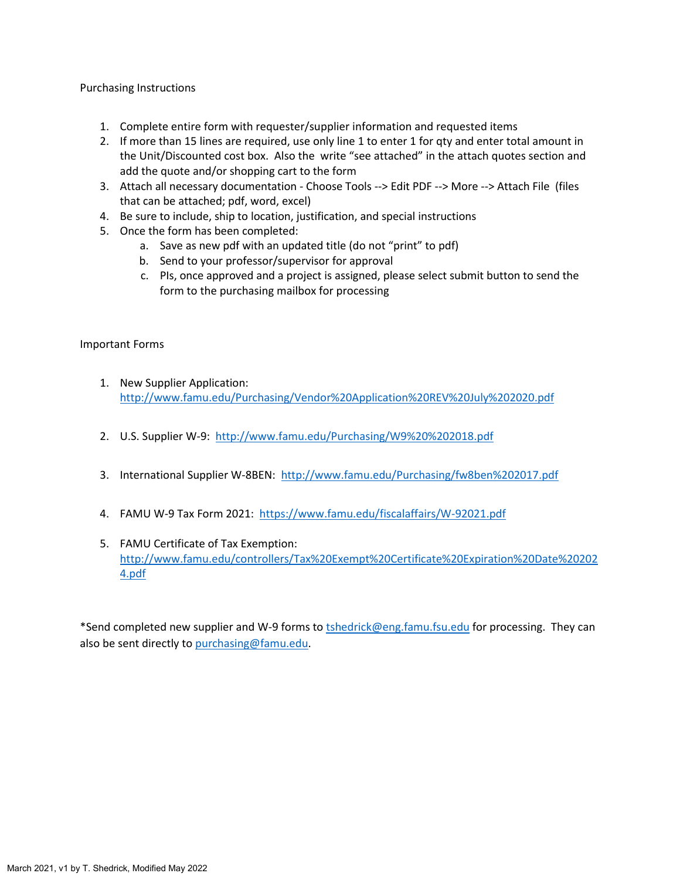Purchasing Instructions

1. Complete entire form with requester/supplier information and requested items
2. If more than 15 lines are required, use only line 1 to enter 1 for qty and enter total amount in the Unit/Discounted cost box. Also the write "see attached" in the attach quotes section and add the quote and/or shopping cart to the form
3. Attach all necessary documentation - Choose Tools --> Edit PDF --> More --> Attach File (files that can be attached; pdf, word, excel)
4. Be sure to include, ship to location, justification, and special instructions
5. Once the form has been completed:
   a. Save as new pdf with an updated title (do not "print" to pdf)
   b. Send to your professor/supervisor for approval
   c. PIs, once approved and a project is assigned, please select submit button to send the form to the purchasing mailbox for processing

Important Forms

1. New Supplier Application: http://www.famu.edu/Purchasing/Vendor%20Application%20REV%20July%202020.pdf
2. U.S. Supplier W-9: http://www.famu.edu/Purchasing/W9%20%202018.pdf
3. International Supplier W-8BEN: http://www.famu.edu/Purchasing/fw8ben%202017.pdf
4. FAMU W-9 Tax Form 2021: https://www.famu.edu/fiscalaffairs/W-92021.pdf
5. FAMU Certificate of Tax Exemption: http://www.famu.edu/controllers/Tax%20Exempt%20Certificate%20Expiration%20Date%202024.pdf

*Send completed new supplier and W-9 forms to tshedrick@eng.famu.fsu.edu for processing. They can also be sent directly to purchasing@famu.edu.

March 2021, v1 by T. Shedrick, Modified May 2022